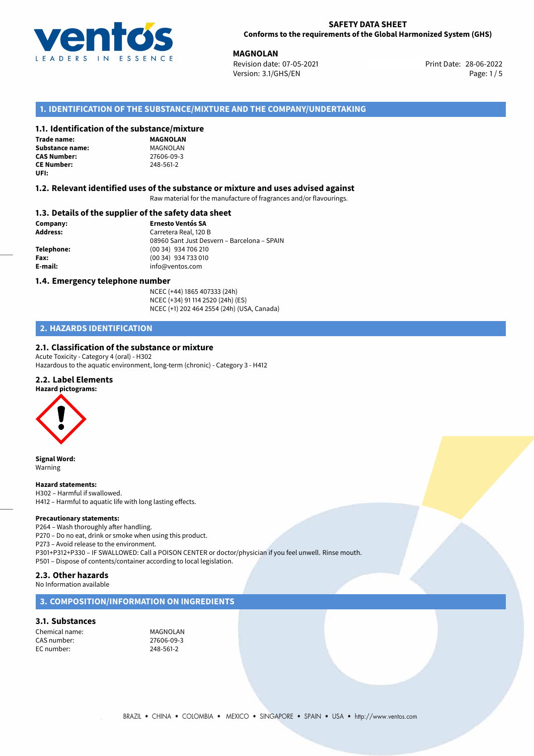**SAFETY DATA SHEET**
**Conforms to the requirements of the Global Harmonized System (GHS)**

**MAGNOLAN**
Revision date: 07-05-2021
Version: 3.1/GHS/EN

Print Date: 28-06-2022

## 1. IDENTIFICATION OF THE SUBSTANCE/MIXTURE AND THE COMPANY/UNDERTAKING

### 1.1. Identification of the substance/mixture

**Trade name:** **MAGNOLAN**
**Substance name:** MAGNOLAN
**CAS Number:** 27606-09-3
**CE Number:** 248-561-2
**UFI:**

### 1.2. Relevant identified uses of the substance or mixture and uses advised against

Raw material for the manufacture of fragrances and/or flavourings.

### 1.3. Details of the supplier of the safety data sheet

**Company:** **Ernesto Ventós SA**
**Address:** Carretera Real, 120 B
08960 Sant Just Desvern – Barcelona – SPAIN
**Telephone:** (00 34) 934 706 210
**Fax:** (00 34) 934 733 010
**E-mail:** info@ventos.com

### 1.4. Emergency telephone number

NCEC (+44) 1865 407333 (24h)
NCEC (+34) 91 114 2520 (24h) (ES)
NCEC (+1) 202 464 2554 (24h) (USA, Canada)

## 2. HAZARDS IDENTIFICATION

### 2.1. Classification of the substance or mixture

Acute Toxicity - Category 4 (oral) - H302
Hazardous to the aquatic environment, long-term (chronic) - Category 3 - H412

### 2.2. Label Elements

**Hazard pictograms:**

**Signal Word:**
Warning

**Hazard statements:**
H302 – Harmful if swallowed.
H412 – Harmful to aquatic life with long lasting effects.

**Precautionary statements:**
P264 – Wash thoroughly after handling.
P270 – Do no eat, drink or smoke when using this product.
P273 – Avoid release to the environment.
P301+P312+P330 – IF SWALLOWED: Call a POISON CENTER or doctor/physician if you feel unwell. Rinse mouth.
P501 – Dispose of contents/container according to local legislation.

### 2.3. Other hazards

No Information available

## 3. COMPOSITION/INFORMATION ON INGREDIENTS

### 3.1. Substances

Chemical name: MAGNOLAN
CAS number: 27606-09-3
EC number: 248-561-2

BRAZIL • CHINA • COLOMBIA • MEXICO • SINGAPORE • SPAIN • USA • http://www.ventos.com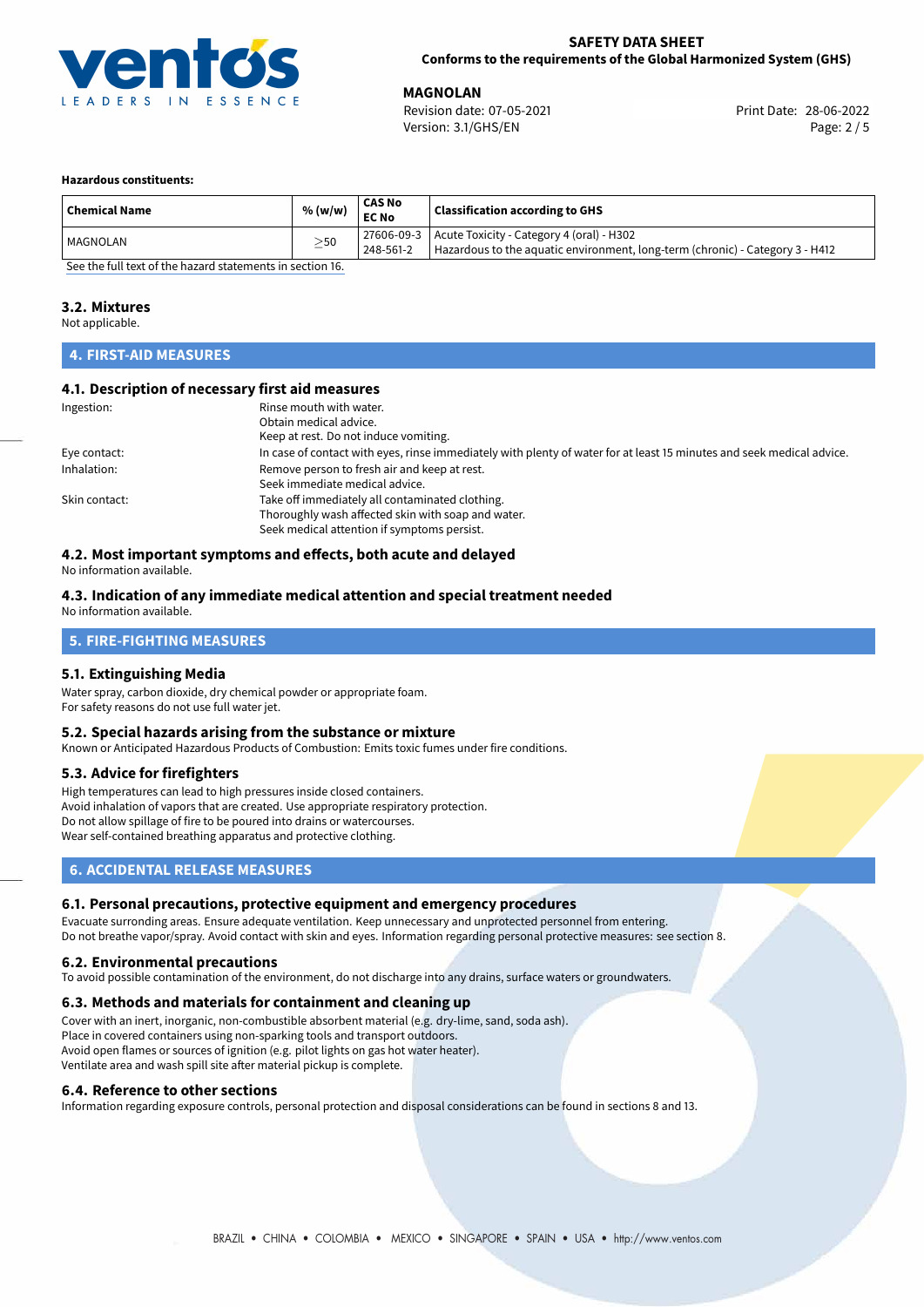**Hazardous constituents:**

| Chemical Name | % (w/w) | CAS No<br>EC No | Classification according to GHS |
|---|---|---|---|
| MAGNOLAN | ≥50 | 27606-09-3<br>248-561-2 | Acute Toxicity - Category 4 (oral) - H302<br>Hazardous to the aquatic environment, long-term (chronic) - Category 3 - H412 |

See the full text of the hazard statements in section 16.

### 3.2. Mixtures

Not applicable.

## 4. FIRST-AID MEASURES

### 4.1. Description of necessary first aid measures

Ingestion: Rinse mouth with water.
Obtain medical advice.
Keep at rest. Do not induce vomiting.

Eye contact: In case of contact with eyes, rinse immediately with plenty of water for at least 15 minutes and seek medical advice.

Inhalation: Remove person to fresh air and keep at rest.
Seek immediate medical advice.

Skin contact: Take off immediately all contaminated clothing.
Thoroughly wash affected skin with soap and water.
Seek medical attention if symptoms persist.

### 4.2. Most important symptoms and effects, both acute and delayed

No information available.

### 4.3. Indication of any immediate medical attention and special treatment needed

No information available.

## 5. FIRE-FIGHTING MEASURES

### 5.1. Extinguishing Media

Water spray, carbon dioxide, dry chemical powder or appropriate foam.
For safety reasons do not use full water jet.

### 5.2. Special hazards arising from the substance or mixture

Known or Anticipated Hazardous Products of Combustion: Emits toxic fumes under fire conditions.

### 5.3. Advice for firefighters

High temperatures can lead to high pressures inside closed containers.
Avoid inhalation of vapors that are created. Use appropriate respiratory protection.
Do not allow spillage of fire to be poured into drains or watercourses.
Wear self-contained breathing apparatus and protective clothing.

## 6. ACCIDENTAL RELEASE MEASURES

### 6.1. Personal precautions, protective equipment and emergency procedures

Evacuate surronding areas. Ensure adequate ventilation. Keep unnecessary and unprotected personnel from entering.
Do not breathe vapor/spray. Avoid contact with skin and eyes. Information regarding personal protective measures: see section 8.

### 6.2. Environmental precautions

To avoid possible contamination of the environment, do not discharge into any drains, surface waters or groundwaters.

### 6.3. Methods and materials for containment and cleaning up

Cover with an inert, inorganic, non-combustible absorbent material (e.g. dry-lime, sand, soda ash).
Place in covered containers using non-sparking tools and transport outdoors.
Avoid open flames or sources of ignition (e.g. pilot lights on gas hot water heater).
Ventilate area and wash spill site after material pickup is complete.

### 6.4. Reference to other sections

Information regarding exposure controls, personal protection and disposal considerations can be found in sections 8 and 13.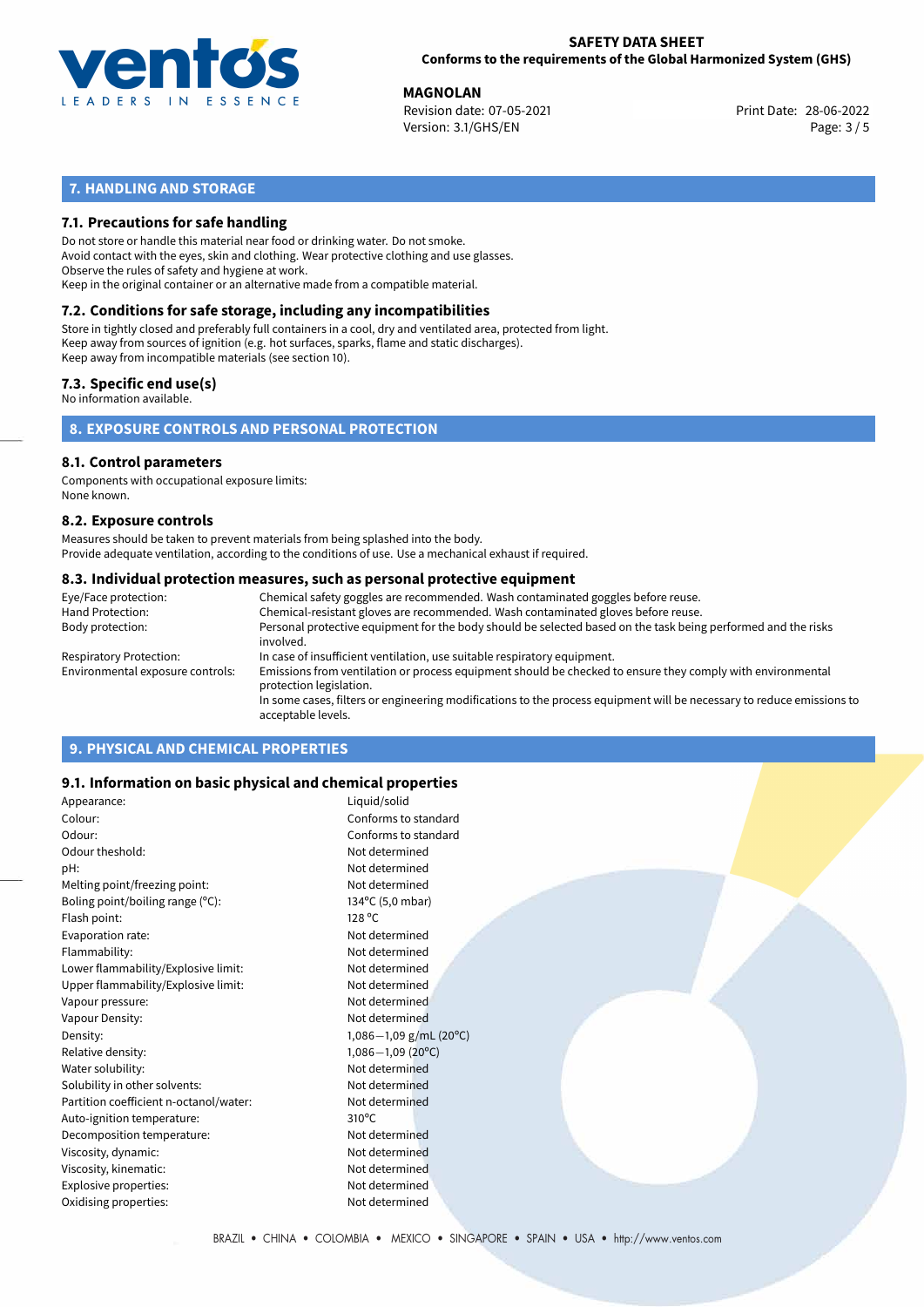## 7. HANDLING AND STORAGE

### 7.1. Precautions for safe handling

Do not store or handle this material near food or drinking water. Do not smoke.
Avoid contact with the eyes, skin and clothing. Wear protective clothing and use glasses.
Observe the rules of safety and hygiene at work.
Keep in the original container or an alternative made from a compatible material.

### 7.2. Conditions for safe storage, including any incompatibilities

Store in tightly closed and preferably full containers in a cool, dry and ventilated area, protected from light.
Keep away from sources of ignition (e.g. hot surfaces, sparks, flame and static discharges).
Keep away from incompatible materials (see section 10).

### 7.3. Specific end use(s)

No information available.

## 8. EXPOSURE CONTROLS AND PERSONAL PROTECTION

### 8.1. Control parameters

Components with occupational exposure limits:
None known.

### 8.2. Exposure controls

Measures should be taken to prevent materials from being splashed into the body.
Provide adequate ventilation, according to the conditions of use. Use a mechanical exhaust if required.

### 8.3. Individual protection measures, such as personal protective equipment

| | |
|---|---|
| Eye/Face protection: | Chemical safety goggles are recommended. Wash contaminated goggles before reuse. |
| Hand Protection: | Chemical-resistant gloves are recommended. Wash contaminated gloves before reuse. |
| Body protection: | Personal protective equipment for the body should be selected based on the task being performed and the risks involved. |
| Respiratory Protection: | In case of insufficient ventilation, use suitable respiratory equipment. |
| Environmental exposure controls: | Emissions from ventilation or process equipment should be checked to ensure they comply with environmental protection legislation. In some cases, filters or engineering modifications to the process equipment will be necessary to reduce emissions to acceptable levels. |

## 9. PHYSICAL AND CHEMICAL PROPERTIES

### 9.1. Information on basic physical and chemical properties

| | |
|---|---|
| Appearance: | Liquid/solid |
| Colour: | Conforms to standard |
| Odour: | Conforms to standard |
| Odour theshold: | Not determined |
| pH: | Not determined |
| Melting point/freezing point: | Not determined |
| Boling point/boiling range (°C): | 134°C (5,0 mbar) |
| Flash point: | 128 °C |
| Evaporation rate: | Not determined |
| Flammability: | Not determined |
| Lower flammability/Explosive limit: | Not determined |
| Upper flammability/Explosive limit: | Not determined |
| Vapour pressure: | Not determined |
| Vapour Density: | Not determined |
| Density: | 1,086−1,09 g/mL (20°C) |
| Relative density: | 1,086−1,09 (20°C) |
| Water solubility: | Not determined |
| Solubility in other solvents: | Not determined |
| Partition coefficient n-octanol/water: | Not determined |
| Auto-ignition temperature: | 310°C |
| Decomposition temperature: | Not determined |
| Viscosity, dynamic: | Not determined |
| Viscosity, kinematic: | Not determined |
| Explosive properties: | Not determined |
| Oxidising properties: | Not determined |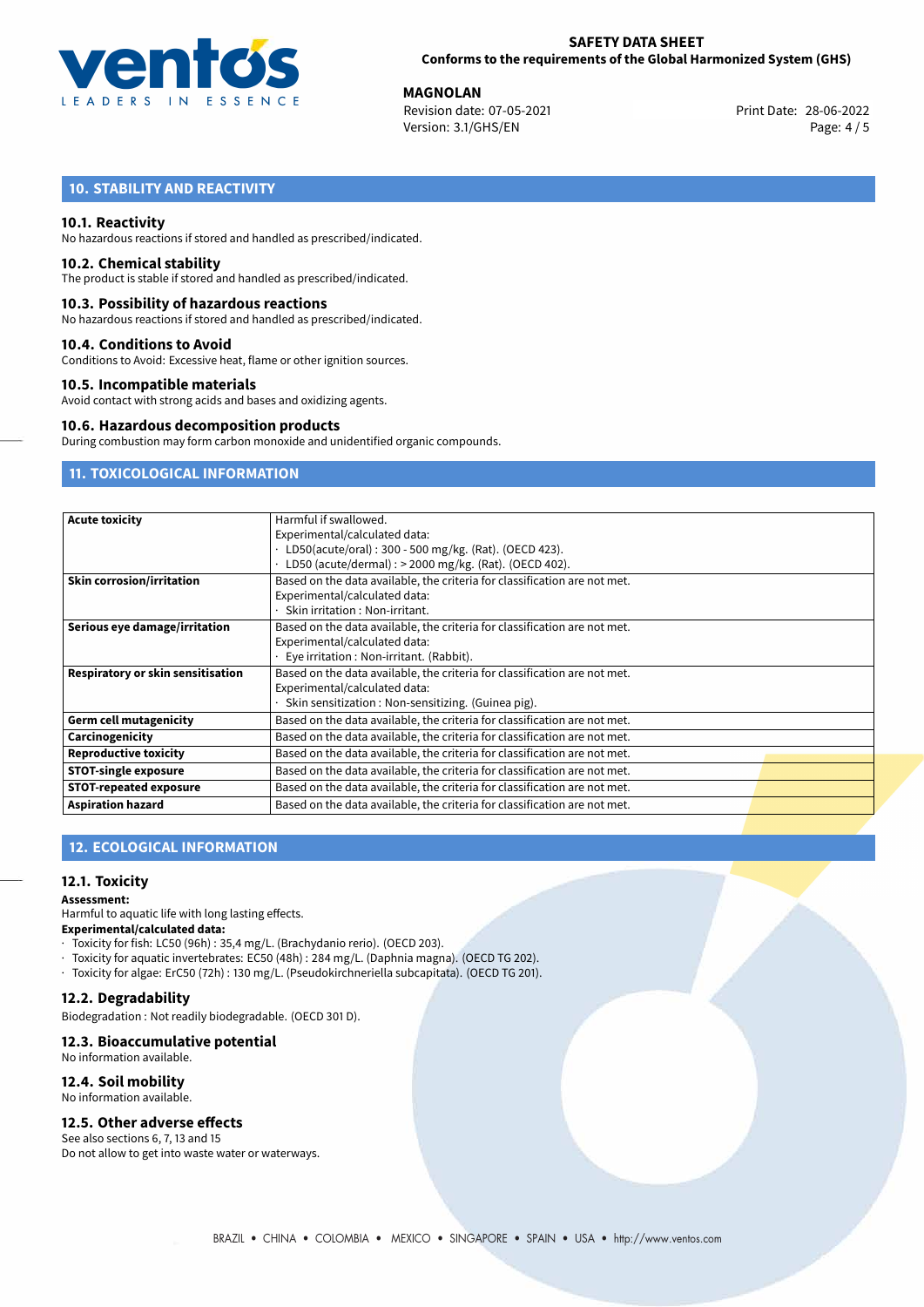## 10. STABILITY AND REACTIVITY

### 10.1. Reactivity

No hazardous reactions if stored and handled as prescribed/indicated.

### 10.2. Chemical stability

The product is stable if stored and handled as prescribed/indicated.

### 10.3. Possibility of hazardous reactions

No hazardous reactions if stored and handled as prescribed/indicated.

### 10.4. Conditions to Avoid

Conditions to Avoid: Excessive heat, flame or other ignition sources.

### 10.5. Incompatible materials

Avoid contact with strong acids and bases and oxidizing agents.

### 10.6. Hazardous decomposition products

During combustion may form carbon monoxide and unidentified organic compounds.

## 11. TOXICOLOGICAL INFORMATION

| | |
|---|---|
| **Acute toxicity** | Harmful if swallowed.<br>Experimental/calculated data:<br>· LD50(acute/oral) : 300 - 500 mg/kg. (Rat). (OECD 423).<br>· LD50 (acute/dermal) : > 2000 mg/kg. (Rat). (OECD 402). |
| **Skin corrosion/irritation** | Based on the data available, the criteria for classification are not met.<br>Experimental/calculated data:<br>· Skin irritation : Non-irritant. |
| **Serious eye damage/irritation** | Based on the data available, the criteria for classification are not met.<br>Experimental/calculated data:<br>· Eye irritation : Non-irritant. (Rabbit). |
| **Respiratory or skin sensitisation** | Based on the data available, the criteria for classification are not met.<br>Experimental/calculated data:<br>· Skin sensitization : Non-sensitizing. (Guinea pig). |
| **Germ cell mutagenicity** | Based on the data available, the criteria for classification are not met. |
| **Carcinogenicity** | Based on the data available, the criteria for classification are not met. |
| **Reproductive toxicity** | Based on the data available, the criteria for classification are not met. |
| **STOT-single exposure** | Based on the data available, the criteria for classification are not met. |
| **STOT-repeated exposure** | Based on the data available, the criteria for classification are not met. |
| **Aspiration hazard** | Based on the data available, the criteria for classification are not met. |

## 12. ECOLOGICAL INFORMATION

### 12.1. Toxicity

**Assessment:**
Harmful to aquatic life with long lasting effects.
**Experimental/calculated data:**
· Toxicity for fish: LC50 (96h) : 35,4 mg/L. (Brachydanio rerio). (OECD 203).
· Toxicity for aquatic invertebrates: EC50 (48h) : 284 mg/L. (Daphnia magna). (OECD TG 202).
· Toxicity for algae: ErC50 (72h) : 130 mg/L. (Pseudokirchneriella subcapitata). (OECD TG 201).

### 12.2. Degradability

Biodegradation : Not readily biodegradable. (OECD 301 D).

### 12.3. Bioaccumulative potential

No information available.

### 12.4. Soil mobility

No information available.

### 12.5. Other adverse effects

See also sections 6, 7, 13 and 15
Do not allow to get into waste water or waterways.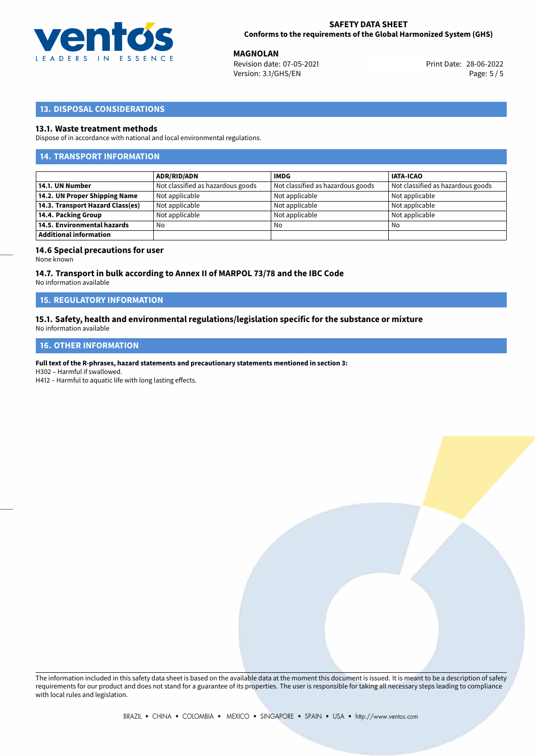## 13. DISPOSAL CONSIDERATIONS

### 13.1. Waste treatment methods

Dispose of in accordance with national and local environmental regulations.

## 14. TRANSPORT INFORMATION

| | ADR/RID/ADN | IMDG | IATA-ICAO |
|---|---|---|---|
| **14.1. UN Number** | Not classified as hazardous goods | Not classified as hazardous goods | Not classified as hazardous goods |
| **14.2. UN Proper Shipping Name** | Not applicable | Not applicable | Not applicable |
| **14.3. Transport Hazard Class(es)** | Not applicable | Not applicable | Not applicable |
| **14.4. Packing Group** | Not applicable | Not applicable | Not applicable |
| **14.5. Environmental hazards** | No | No | No |
| **Additional information** | | | |

### 14.6 Special precautions for user

None known

### 14.7. Transport in bulk according to Annex II of MARPOL 73/78 and the IBC Code

No information available

## 15. REGULATORY INFORMATION

### 15.1. Safety, health and environmental regulations/legislation specific for the substance or mixture

No information available

## 16. OTHER INFORMATION

**Full text of the R-phrases, hazard statements and precautionary statements mentioned in section 3:**

H302 – Harmful if swallowed.
H412 – Harmful to aquatic life with long lasting effects.

The information included in this safety data sheet is based on the available data at the moment this document is issued. It is meant to be a description of safety requirements for our product and does not stand for a guarantee of its properties. The user is responsible for taking all necessary steps leading to compliance with local rules and legislation.